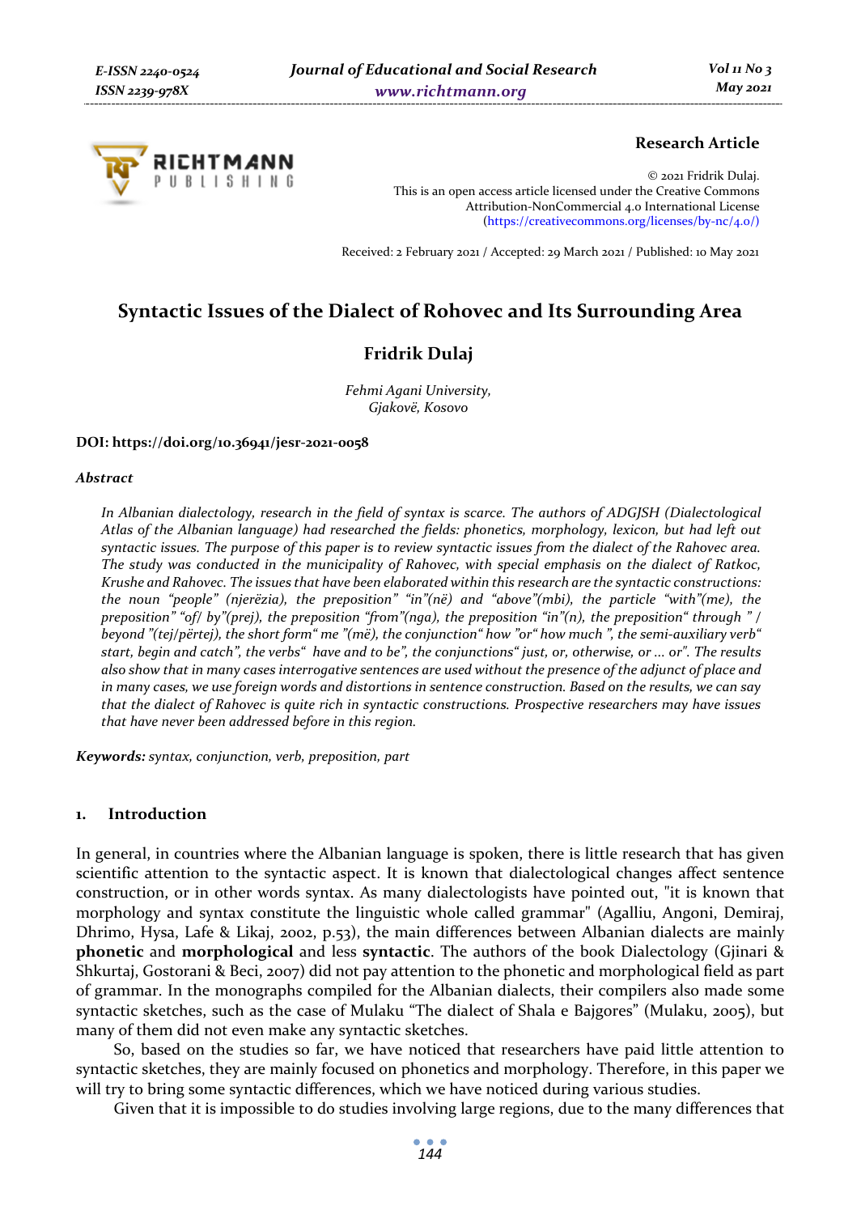**Research Article**

© 2021 Fridrik Dulaj.
This is an open access article licensed under the Creative Commons Attribution-NonCommercial 4.0 International License (https://creativecommons.org/licenses/by-nc/4.0/)

Received: 2 February 2021 / Accepted: 29 March 2021 / Published: 10 May 2021

# Syntactic Issues of the Dialect of Rohovec and Its Surrounding Area

## Fridrik Dulaj

*Fehmi Agani University,*
*Gjakovë, Kosovo*

**DOI: https://doi.org/10.36941/jesr-2021-0058**

### *Abstract*

*In Albanian dialectology, research in the field of syntax is scarce. The authors of ADGJSH (Dialectological Atlas of the Albanian language) had researched the fields: phonetics, morphology, lexicon, but had left out syntactic issues. The purpose of this paper is to review syntactic issues from the dialect of the Rahovec area. The study was conducted in the municipality of Rahovec, with special emphasis on the dialect of Ratkoc, Krushe and Rahovec. The issues that have been elaborated within this research are the syntactic constructions: the noun "people" (njerëzia), the preposition" "in"(në) and "above"(mbi), the particle "with"(me), the preposition" "of/ by"(prej), the preposition "from"(nga), the preposition "in"(n), the preposition" through " / beyond "(tej/përtej), the short form" me "(më), the conjunction" how "or" how much ", the semi-auxiliary verb" start, begin and catch", the verbs" have and to be", the conjunctions" just, or, otherwise, or ... or". The results also show that in many cases interrogative sentences are used without the presence of the adjunct of place and in many cases, we use foreign words and distortions in sentence construction. Based on the results, we can say that the dialect of Rahovec is quite rich in syntactic constructions. Prospective researchers may have issues that have never been addressed before in this region.*

***Keywords:*** *syntax, conjunction, verb, preposition, part*

## 1. Introduction

In general, in countries where the Albanian language is spoken, there is little research that has given scientific attention to the syntactic aspect. It is known that dialectological changes affect sentence construction, or in other words syntax. As many dialectologists have pointed out, "it is known that morphology and syntax constitute the linguistic whole called grammar" (Agalliu, Angoni, Demiraj, Dhrimo, Hysa, Lafe & Likaj, 2002, p.53), the main differences between Albanian dialects are mainly **phonetic** and **morphological** and less **syntactic**. The authors of the book Dialectology (Gjinari & Shkurtaj, Gostorani & Beci, 2007) did not pay attention to the phonetic and morphological field as part of grammar. In the monographs compiled for the Albanian dialects, their compilers also made some syntactic sketches, such as the case of Mulaku "The dialect of Shala e Bajgores" (Mulaku, 2005), but many of them did not even make any syntactic sketches.

So, based on the studies so far, we have noticed that researchers have paid little attention to syntactic sketches, they are mainly focused on phonetics and morphology. Therefore, in this paper we will try to bring some syntactic differences, which we have noticed during various studies.

Given that it is impossible to do studies involving large regions, due to the many differences that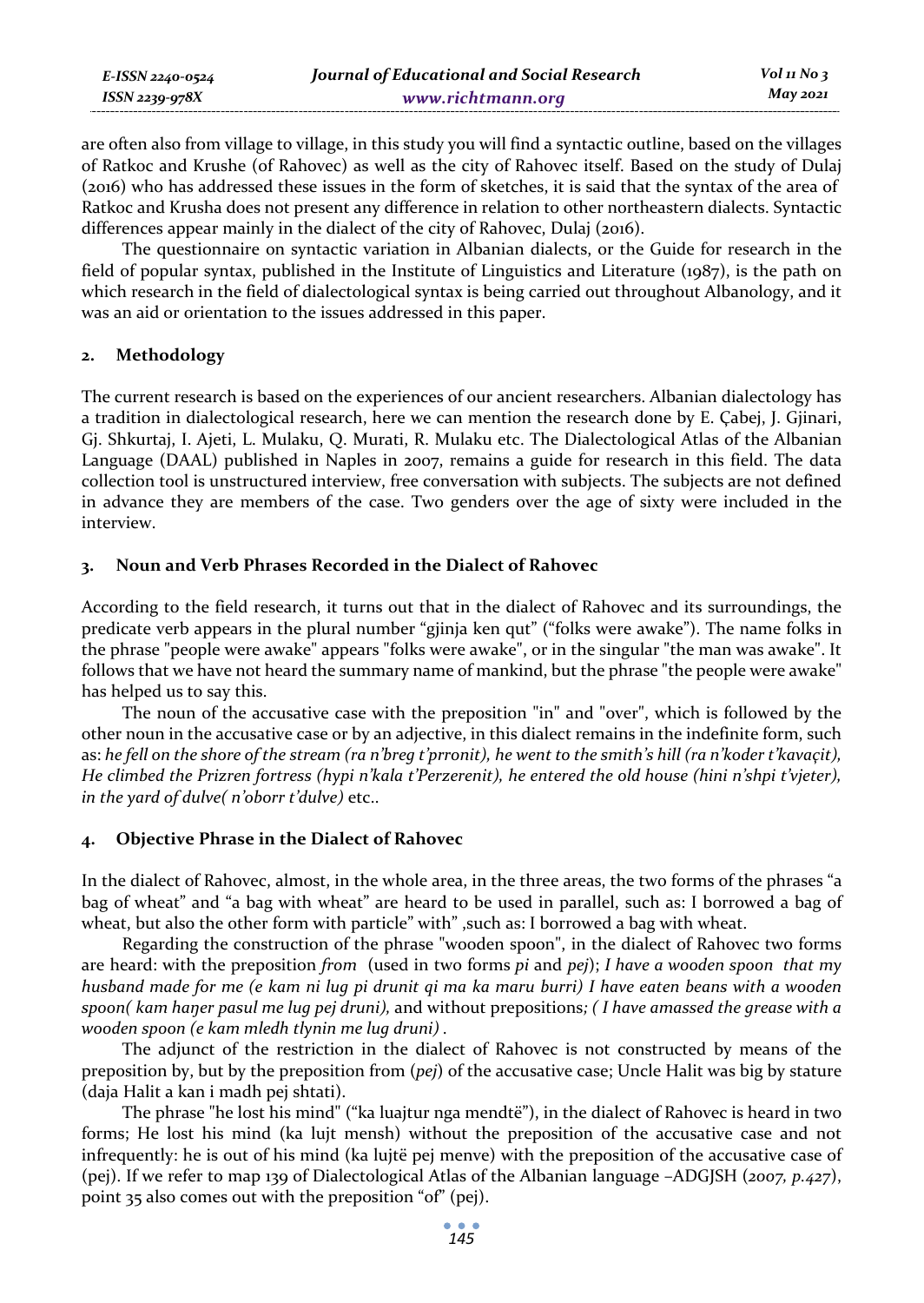are often also from village to village, in this study you will find a syntactic outline, based on the villages of Ratkoc and Krushe (of Rahovec) as well as the city of Rahovec itself. Based on the study of Dulaj (2016) who has addressed these issues in the form of sketches, it is said that the syntax of the area of Ratkoc and Krusha does not present any difference in relation to other northeastern dialects. Syntactic differences appear mainly in the dialect of the city of Rahovec, Dulaj (2016).

The questionnaire on syntactic variation in Albanian dialects, or the Guide for research in the field of popular syntax, published in the Institute of Linguistics and Literature (1987), is the path on which research in the field of dialectological syntax is being carried out throughout Albanology, and it was an aid or orientation to the issues addressed in this paper.

## 2. Methodology

The current research is based on the experiences of our ancient researchers. Albanian dialectology has a tradition in dialectological research, here we can mention the research done by E. Çabej, J. Gjinari, Gj. Shkurtaj, I. Ajeti, L. Mulaku, Q. Murati, R. Mulaku etc. The Dialectological Atlas of the Albanian Language (DAAL) published in Naples in 2007, remains a guide for research in this field. The data collection tool is unstructured interview, free conversation with subjects. The subjects are not defined in advance they are members of the case. Two genders over the age of sixty were included in the interview.

## 3. Noun and Verb Phrases Recorded in the Dialect of Rahovec

According to the field research, it turns out that in the dialect of Rahovec and its surroundings, the predicate verb appears in the plural number "gjinja ken qut" ("folks were awake"). The name folks in the phrase "people were awake" appears "folks were awake", or in the singular "the man was awake". It follows that we have not heard the summary name of mankind, but the phrase "the people were awake" has helped us to say this.

The noun of the accusative case with the preposition "in" and "over", which is followed by the other noun in the accusative case or by an adjective, in this dialect remains in the indefinite form, such as: *he fell on the shore of the stream (ra n'breg t'prronit), he went to the smith's hill (ra n'koder t'kavaçit), He climbed the Prizren fortress (hypi n'kala t'Perzerenit), he entered the old house (hini n'shpi t'vjeter), in the yard of dulve( n'oborr t'dulve)* etc..

## 4. Objective Phrase in the Dialect of Rahovec

In the dialect of Rahovec, almost, in the whole area, in the three areas, the two forms of the phrases "a bag of wheat" and "a bag with wheat" are heard to be used in parallel, such as: I borrowed a bag of wheat, but also the other form with particle" with" ,such as: I borrowed a bag with wheat.

Regarding the construction of the phrase "wooden spoon", in the dialect of Rahovec two forms are heard: with the preposition *from* (used in two forms *pi* and *pej*); *I have a wooden spoon that my husband made for me (e kam ni lug pi drunit qi ma ka maru burri) I have eaten beans with a wooden spoon( kam haŋer pasul me lug pej druni),* and without prepositions*; ( I have amassed the grease with a wooden spoon (e kam mledh tlynin me lug druni)* .

The adjunct of the restriction in the dialect of Rahovec is not constructed by means of the preposition by, but by the preposition from (*pej*) of the accusative case; Uncle Halit was big by stature (daja Halit a kan i madh pej shtati).

The phrase "he lost his mind" ("ka luajtur nga mendtë"), in the dialect of Rahovec is heard in two forms; He lost his mind (ka lujt mensh) without the preposition of the accusative case and not infrequently: he is out of his mind (ka lujtë pej menve) with the preposition of the accusative case of (pej). If we refer to map 139 of Dialectological Atlas of the Albanian language –ADGJSH (*2007, p.427*), point 35 also comes out with the preposition "of" (pej).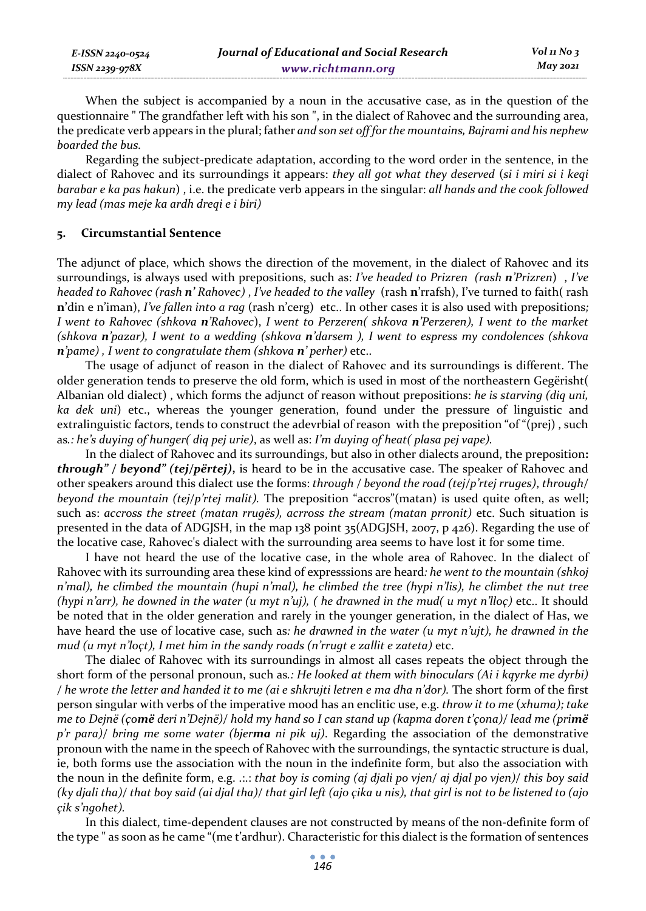When the subject is accompanied by a noun in the accusative case, as in the question of the questionnaire " The grandfather left with his son ", in the dialect of Rahovec and the surrounding area, the predicate verb appears in the plural; father *and son set off for the mountains, Bajrami and his nephew boarded the bus.*

Regarding the subject-predicate adaptation, according to the word order in the sentence, in the dialect of Rahovec and its surroundings it appears: *they all got what they deserved* (*si i miri si i keqi barabar e ka pas hakun*) , i.e. the predicate verb appears in the singular: *all hands and the cook followed my lead (mas meje ka ardh dreqi e i biri)*

## 5. Circumstantial Sentence

The adjunct of place, which shows the direction of the movement, in the dialect of Rahovec and its surroundings, is always used with prepositions, such as: *I've headed to Prizren (rash **n'**Prizren) , I've headed to Rahovec (rash **n'** Rahovec) , I've headed to the valley* (rash **n**'rrafsh), I've turned to faith( rash **n**'din e n'iman), *I've fallen into a rag* (rash n'cerg) etc.. In other cases it is also used with prepositions*; I went to Rahovec (shkova **n**'Rahovec*), *I went to Perzeren( shkova **n**'Perzeren), I went to the market (shkova **n**'pazar), I went to a wedding (shkova **n**'darsem ), I went to espress my condolences (shkova **n**'pame) , I went to congratulate them (shkova **n**' perher)* etc..

The usage of adjunct of reason in the dialect of Rahovec and its surroundings is different. The older generation tends to preserve the old form, which is used in most of the northeastern Gegërisht( Albanian old dialect) , which forms the adjunct of reason without prepositions: *he is starving (diq uni, ka dek uni*) etc., whereas the younger generation, found under the pressure of linguistic and extralinguistic factors, tends to construct the adevrbial of reason with the preposition "of "(prej) , such as*.: he's duying of hunger( diq pej urie)*, as well as: *I'm duying of heat( plasa pej vape).*

In the dialect of Rahovec and its surroundings, but also in other dialects around, the preposition***: through" / beyond" (tej/përtej),*** is heard to be in the accusative case. The speaker of Rahovec and other speakers around this dialect use the forms: *through / beyond the road (tej/p'rtej rruges)*, *through/ beyond the mountain (tej/p'rtej malit).* The preposition "accros"(matan) is used quite often, as well; such as: *accross the street (matan rrugës), acrross the stream (matan prronit)* etc. Such situation is presented in the data of ADGJSH, in the map 138 point 35(ADGJSH, 2007, p 426). Regarding the use of the locative case, Rahovec's dialect with the surrounding area seems to have lost it for some time.

I have not heard the use of the locative case, in the whole area of Rahovec. In the dialect of Rahovec with its surrounding area these kind of expresssions are heard*: he went to the mountain (shkoj n'mal), he climbed the mountain (hupi n'mal), he climbed the tree (hypi n'lis), he climbet the nut tree (hypi n'arr), he downed in the water (u myt n'uj), ( he drawned in the mud( u myt n'lloç)* etc.. It should be noted that in the older generation and rarely in the younger generation, in the dialect of Has, we have heard the use of locative case, such as*: he drawned in the water (u myt n'ujt), he drawned in the mud (u myt n'loçt), I met him in the sandy roads (n'rrugt e zallit e zateta)* etc.

The dialec of Rahovec with its surroundings in almost all cases repeats the object through the short form of the personal pronoun, such as*.: He looked at them with binoculars (Ai i kqyrke me dyrbi) / he wrote the letter and handed it to me (ai e shkrujti letren e ma dha n'dor).* The short form of the first person singular with verbs of the imperative mood has an enclitic use, e.g. *throw it to me* (*xhuma); take me to Dejnë (ço**më** deri n'Dejnë)/ hold my hand so I can stand up (kapma doren t'çona)/ lead me (pri**më** p'r para)/ bring me some water (bjer**ma** ni pik uj)*. Regarding the association of the demonstrative pronoun with the name in the speech of Rahovec with the surroundings, the syntactic structure is dual, ie, both forms use the association with the noun in the indefinite form, but also the association with the noun in the definite form, e.g. .:.: *that boy is coming (aj djali po vjen/ aj djal po vjen)/ this boy said (ky djali tha)/ that boy said (ai djal tha)/ that girl left (ajo çika u nis), that girl is not to be listened to (ajo çik s'ngohet).*

In this dialect, time-dependent clauses are not constructed by means of the non-definite form of the type " as soon as he came "(me t'ardhur). Characteristic for this dialect is the formation of sentences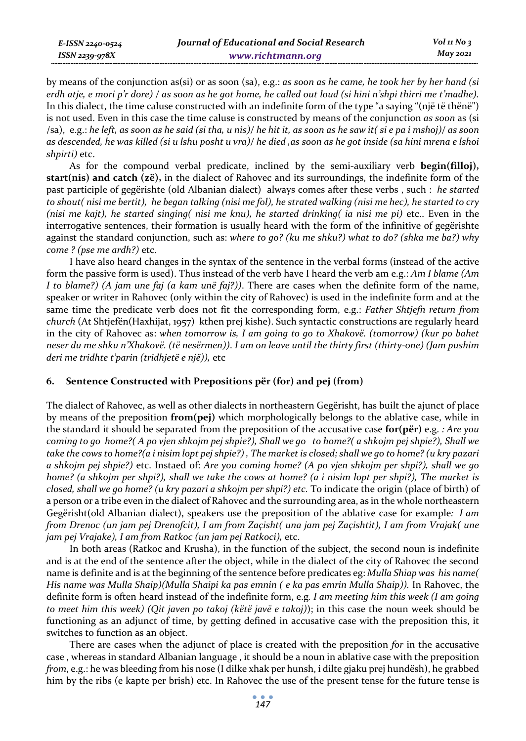by means of the conjunction as(si) or as soon (sa), e.g.: *as soon as he came, he took her by her hand (si erdh atje, e mori p'r dore) / as soon as he got home, he called out loud (si hini n'shpi thirri me t'madhe).* In this dialect, the time caluse constructed with an indefinite form of the type "a saying "(një të thënë") is not used. Even in this case the time caluse is constructed by means of the conjunction *as soon* as (si /sa), e.g.: *he left, as soon as he said (si tha, u nis)/ he hit it, as soon as he saw it( si e pa i mshoj)/ as soon as descended, he was killed (si u lshu posht u vra)/ he died ,as soon as he got inside (sa hini mrena e lshoi shpirti)* etc.

As for the compound verbal predicate, inclined by the semi-auxiliary verb **begin(filloj), start(nis) and catch (zë),** in the dialect of Rahovec and its surroundings, the indefinite form of the past participle of gegërishte (old Albanian dialect) always comes after these verbs , such : *he started to shout( nisi me bertit), he began talking (nisi me fol), he strated walking (nisi me hec), he started to cry (nisi me kajt), he started singing( nisi me knu), he started drinking( ia nisi me pi)* etc.. Even in the interrogative sentences, their formation is usually heard with the form of the infinitive of gegërishte against the standard conjunction, such as: *where to go? (ku me shku?) what to do? (shka me ba?) why come ? (pse me ardh?)* etc.

I have also heard changes in the syntax of the sentence in the verbal forms (instead of the active form the passive form is used). Thus instead of the verb have I heard the verb am e.g.: *Am I blame (Am I to blame?) (A jam une faj (a kam unë faj?))*. There are cases when the definite form of the name, speaker or writer in Rahovec (only within the city of Rahovec) is used in the indefinite form and at the same time the predicate verb does not fit the corresponding form, e.g.: *Father Shtjefn return from church* (At Shtjefën(Haxhijat, 1957) kthen prej kishe). Such syntactic constructions are regularly heard in the city of Rahovec as: *when tomorrow is, I am going to go to Xhakovë. (tomorrow) (kur po bahet neser du me shku n'Xhakovë. (të nesërmen)). I am on leave until the thirty first (thirty-one) (Jam pushim deri me tridhte t'parin (tridhjetë e një)),* etc

## 6. Sentence Constructed with Prepositions për (for) and pej (from)

The dialect of Rahovec, as well as other dialects in northeastern Gegërisht, has built the ajunct of place by means of the preposition **from(pej)** which morphologically belongs to the ablative case, while in the standard it should be separated from the preposition of the accusative case **for(për)** e.g. *: Are you coming to go home?( A po vjen shkojm pej shpie?), Shall we go to home?( a shkojm pej shpie?), Shall we take the cows to home?(a i nisim lopt pej shpie?) , The market is closed; shall we go to home? (u kry pazari a shkojm pej shpie?)* etc. Instaed of: *Are you coming home? (A po vjen shkojm per shpi?), shall we go home? (a shkojm per shpi?), shall we take the cows at home? (a i nisim lopt per shpi?), The market is closed, shall we go home? (u kry pazari a shkojm per shpi?) etc.* To indicate the origin (place of birth) of a person or a tribe even in the dialect of Rahovec and the surrounding area, as in the whole northeastern Gegërisht(old Albanian dialect), speakers use the preposition of the ablative case for example*: I am from Drenoc (un jam pej Drenofcit), I am from Zaçisht( una jam pej Zaçishtit), I am from Vrajak( une jam pej Vrajake), I am from Ratkoc (un jam pej Ratkoci),* etc.

In both areas (Ratkoc and Krusha), in the function of the subject, the second noun is indefinite and is at the end of the sentence after the object, while in the dialect of the city of Rahovec the second name is definite and is at the beginning of the sentence before predicates eg: *Mulla Shiap was his name( His name was Mulla Shaip)(Mulla Shaipi ka pas emnin ( e ka pas emrin Mulla Shaip)).* In Rahovec, the definite form is often heard instead of the indefinite form, e.g*. I am meeting him this week (I am going to meet him this week) (Qit javen po takoj (këtë javë e takoj)*); in this case the noun week should be functioning as an adjunct of time, by getting defined in accusative case with the preposition this, it switches to function as an object.

There are cases when the adjunct of place is created with the preposition *for* in the accusative case , whereas in standard Albanian language , it should be a noun in ablative case with the preposition *from*, e.g.: he was bleeding from his nose (I dilke xhak per hunsh, i dilte gjaku prej hundësh), he grabbed him by the ribs (e kapte per brish) etc. In Rahovec the use of the present tense for the future tense is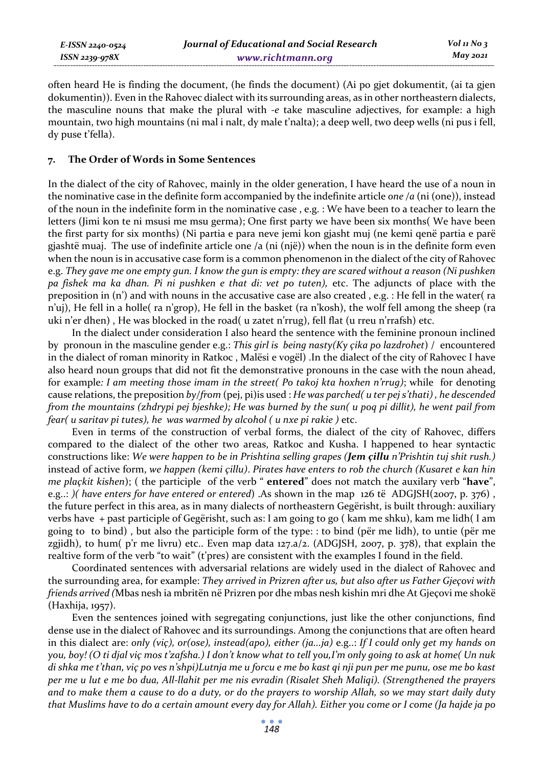often heard He is finding the document, (he finds the document) (Ai po gjet dokumentit, (ai ta gjen dokumentin)). Even in the Rahovec dialect with its surrounding areas, as in other northeastern dialects, the masculine nouns that make the plural with *-e* take masculine adjectives, for example: a high mountain, two high mountains (ni mal i nalt, dy male t'nalta); a deep well, two deep wells (ni pus i fell, dy puse t'fella).

## 7. The Order of Words in Some Sentences

In the dialect of the city of Rahovec, mainly in the older generation, I have heard the use of a noun in the nominative case in the definite form accompanied by the indefinite article *one /a* (ni (one)), instead of the noun in the indefinite form in the nominative case , e.g. : We have been to a teacher to learn the letters (Jimi kon te ni msusi me msu germa); One first party we have been six months( We have been the first party for six months) (Ni partia e para neve jemi kon gjasht muj (ne kemi qenë partia e parë gjashtë muaj. The use of indefinite article one /a (ni (një)) when the noun is in the definite form even when the noun is in accusative case form is a common phenomenon in the dialect of the city of Rahovec e.g. *They gave me one empty gun. I know the gun is empty: they are scared without a reason (Ni pushken pa fishek ma ka dhan. Pi ni pushken e that di: vet po tuten),* etc. The adjuncts of place with the preposition in (n') and with nouns in the accusative case are also created , e.g. : He fell in the water( ra n'uj), He fell in a holle( ra n'grop), He fell in the basket (ra n'kosh), the wolf fell among the sheep (ra uki n'er dhen) , He was blocked in the road( u zatet n'rrug), fell flat (u rreu n'rrafsh) etc.

In the dialect under consideration I also heard the sentence with the feminine pronoun inclined by pronoun in the masculine gender e.g.: *This girl is being nasty(Ky çika po lazdrohet*) / encountered in the dialect of roman minority in Ratkoc , Malësi e vogël) .In the dialect of the city of Rahovec I have also heard noun groups that did not fit the demonstrative pronouns in the case with the noun ahead, for example*: I am meeting those imam in the street( Po takoj kta hoxhen n'rrug)*; while for denoting cause relations, the preposition *by/from* (pej, pi)is used : *He was parched( u ter pej s'thati) , he descended from the mountains (zhdrypi pej bjeshke); He was burned by the sun( u poq pi dillit), he went pail from fear( u saritav pi tutes), he was warmed by alcohol ( u nxe pi rakie )* etc.

Even in terms of the construction of verbal forms, the dialect of the city of Rahovec, differs compared to the dialect of the other two areas, Ratkoc and Kusha. I happened to hear syntactic constructions like: *We were happen to be in Prishtina selling grapes (**Jem çillu** n'Prishtin tuj shit rush.)* instead of active form, *we happen (kemi çillu)*. *Pirates have enters to rob the church (Kusaret e kan hin me plaçkit kishen*); ( the participle of the verb " **entered**" does not match the auxilary verb "**have**", e.g..: *)( have enters for have entered or entered*) .As shown in the map 126 të ADGJSH(2007, p. 376) , the future perfect in this area, as in many dialects of northeastern Gegërisht, is built through: auxiliary verbs have + past participle of Gegërisht, such as: I am going to go ( kam me shku), kam me lidh( I am going to to bind) , but also the participle form of the type: : to bind (për me lidh), to untie (për me zgjidh), to hum( p'r me livru) etc.. Even map data 127.a/2. (ADGJSH, 2007, p. 378), that explain the realtive form of the verb "to wait" (t'pres) are consistent with the examples I found in the field.

Coordinated sentences with adversarial relations are widely used in the dialect of Rahovec and the surrounding area, for example: *They arrived in Prizren after us, but also after us Father Gjeçovi with friends arrived (*Mbas nesh ia mbritën në Prizren por dhe mbas nesh kishin mri dhe At Gjeçovi me shokë (Haxhija, 1957).

Even the sentences joined with segregating conjunctions, just like the other conjunctions, find dense use in the dialect of Rahovec and its surroundings. Among the conjunctions that are often heard in this dialect are: *only (viç), or(ose), instead(apo), either (ja...ja)* e.g..: *If I could only get my hands on you, boy! (O ti djal viç mos t'zafsha.) I don't know what to tell you,I'm only going to ask at home( Un nuk di shka me t'than, viç po ves n'shpi)Lutnja me u forcu e me bo kast qi nji pun per me punu, ose me bo kast per me u lut e me bo dua, All-llahit per me nis evradin (Risalet Sheh Maliqi). (Strengthened the prayers and to make them a cause to do a duty, or do the prayers to worship Allah, so we may start daily duty that Muslims have to do a certain amount every day for Allah). Either you come or I come (Ja hajde ja po*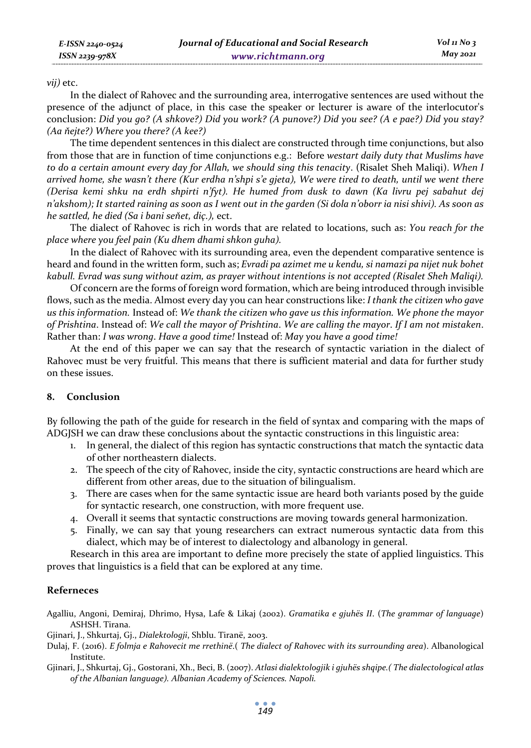*vij)* etc.

In the dialect of Rahovec and the surrounding area, interrogative sentences are used without the presence of the adjunct of place, in this case the speaker or lecturer is aware of the interlocutor's conclusion: *Did you go? (A shkove?) Did you work? (A punove?) Did you see? (A e pae?) Did you stay? (Aa ňejte?) Where you there? (A kee?)*

The time dependent sentences in this dialect are constructed through time conjunctions, but also from those that are in function of time conjunctions e.g.: Before *westart daily duty that Muslims have to do a certain amount every day for Allah, we should sing this tenacity*. (Risalet Sheh Maliqi). *When I arrived home, she wasn't there (Kur erdha n'shpi s'e gjeta), We were tired to death, until we went there (Derisa kemi shku na erdh shpirti n'fyt). He humed from dusk to dawn (Ka livru pej sabahut dej n'akshom); It started raining as soon as I went out in the garden (Si dola n'oborr ia nisi shivi). As soon as he sattled, he died (Sa i bani seňet, diç.),* ect.

The dialect of Rahovec is rich in words that are related to locations, such as: *You reach for the place where you feel pain (Ku dhem dhami shkon guha).*

In the dialect of Rahovec with its surrounding area, even the dependent comparative sentence is heard and found in the written form, such as; *Evradi pa azimet me u kendu, si namazi pa nijet nuk bohet kabull. Evrad was sung without azim, as prayer without intentions is not accepted (Risalet Sheh Maliqi).*

Of concern are the forms of foreign word formation, which are being introduced through invisible flows, such as the media. Almost every day you can hear constructions like: *I thank the citizen who gave us this information.* Instead of: *We thank the citizen who gave us this information. We phone the mayor of Prishtina*. Instead of: *We call the mayor of Prishtina*. *We are calling the mayor*. *If I am not mistaken*. Rather than: *I was wrong*. *Have a good time!* Instead of: *May you have a good time!*

At the end of this paper we can say that the research of syntactic variation in the dialect of Rahovec must be very fruitful. This means that there is sufficient material and data for further study on these issues.

## 8. Conclusion

By following the path of the guide for research in the field of syntax and comparing with the maps of ADGJSH we can draw these conclusions about the syntactic constructions in this linguistic area:

1. In general, the dialect of this region has syntactic constructions that match the syntactic data of other northeastern dialects.
2. The speech of the city of Rahovec, inside the city, syntactic constructions are heard which are different from other areas, due to the situation of bilingualism.
3. There are cases when for the same syntactic issue are heard both variants posed by the guide for syntactic research, one construction, with more frequent use.
4. Overall it seems that syntactic constructions are moving towards general harmonization.
5. Finally, we can say that young researchers can extract numerous syntactic data from this dialect, which may be of interest to dialectology and albanology in general.

Research in this area are important to define more precisely the state of applied linguistics. This proves that linguistics is a field that can be explored at any time.

## Referneces

Agalliu, Angoni, Demiraj, Dhrimo, Hysa, Lafe & Likaj (2002). *Gramatika e gjuhës II*. (*The grammar of language*) ASHSH. Tirana.

Gjinari, J., Shkurtaj, Gj., *Dialektologji*, Shblu. Tiranë, 2003.

Dulaj, F. (2016). *E folmja e Rahovecit me rrethinë*.( *The dialect of Rahovec with its surrounding area*). Albanological Institute.

Gjinari, J., Shkurtaj, Gj., Gostorani, Xh., Beci, B. (2007). *Atlasi dialektologjik i gjuhës shqipe.( The dialectological atlas of the Albanian language). Albanian Academy of Sciences. Napoli.*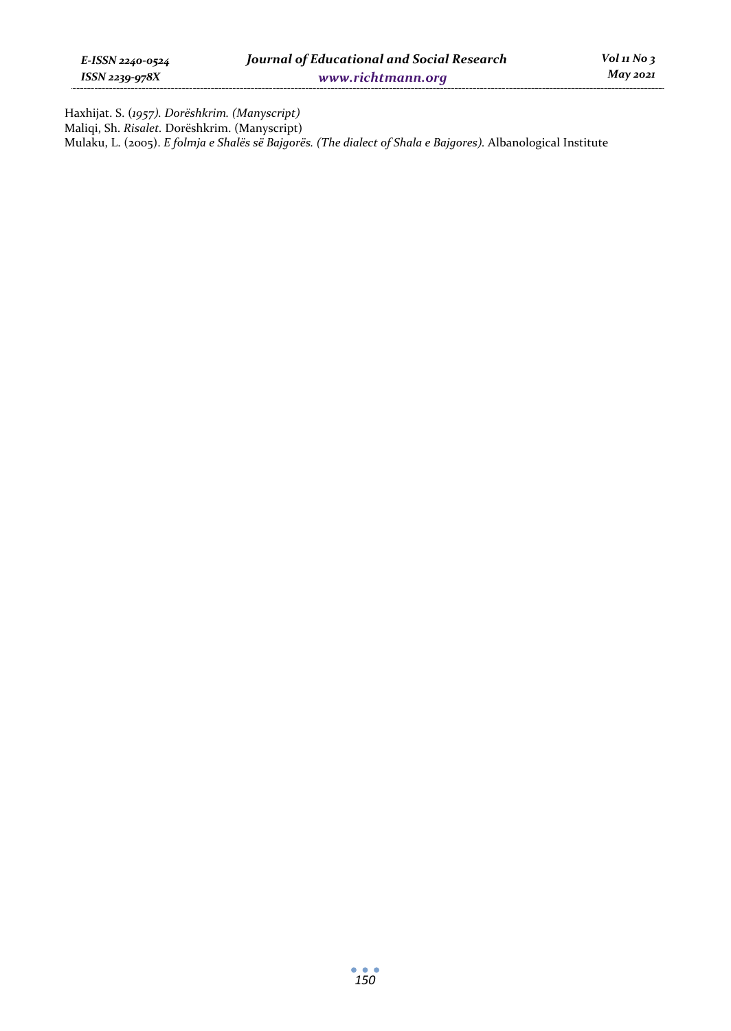Haxhijat. S. (*1957*). *Dorëshkrim. (Manyscript)*
Maliqi, Sh. *Risalet*. Dorëshkrim. (Manyscript)
Mulaku, L. (2005). *E folmja e Shalës së Bajgorës. (The dialect of Shala e Bajgores)*. Albanological Institute